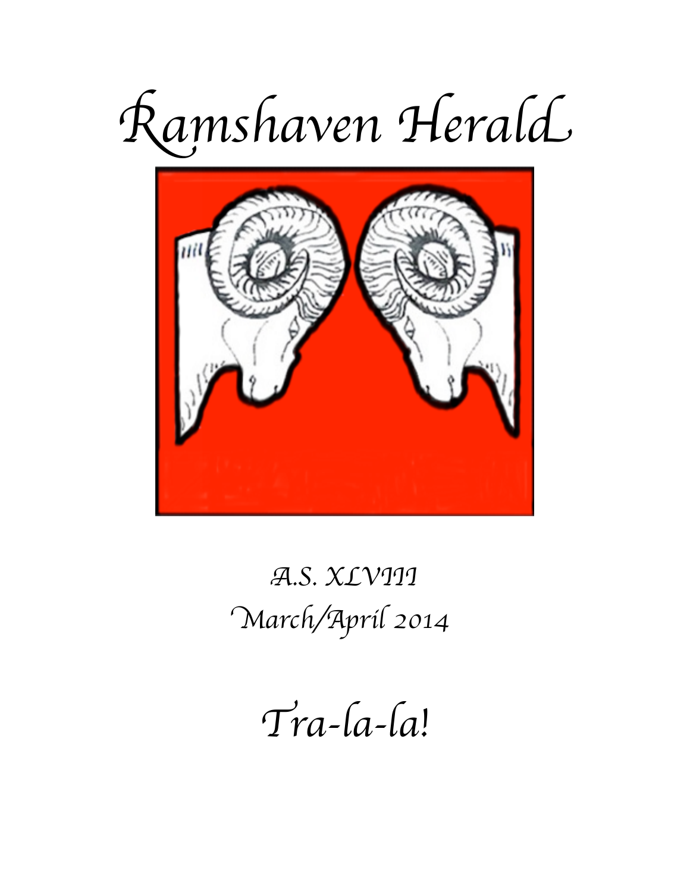# Ramshaven Herald

A.S. XLVIII

March/April 2014

*Tra-la-la!*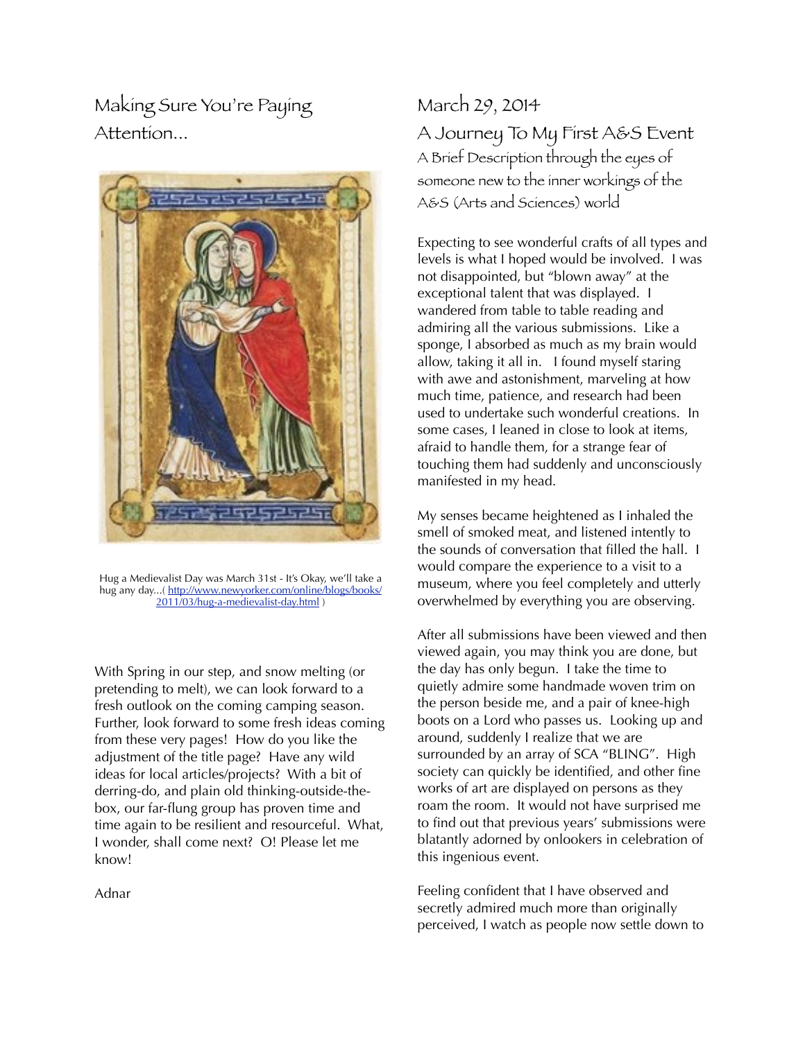## Making Sure You're Paying Attention...

Hug a Medievalist Day was March 31st - It's Okay, we'll take a hug any day...( http://www.newyorker.com/online/blogs/books/2011/03/hug-a-medievalist-day.html )

With Spring in our step, and snow melting (or pretending to melt), we can look forward to a fresh outlook on the coming camping season. Further, look forward to some fresh ideas coming from these very pages! How do you like the adjustment of the title page? Have any wild ideas for local articles/projects? With a bit of derring-do, and plain old thinking-outside-the-box, our far-flung group has proven time and time again to be resilient and resourceful. What, I wonder, shall come next? O! Please let me know!

Adnar

## March 29, 2014

## A Journey To My First A&S Event

### A Brief Description through the eyes of someone new to the inner workings of the A&S (Arts and Sciences) world

Expecting to see wonderful crafts of all types and levels is what I hoped would be involved. I was not disappointed, but "blown away" at the exceptional talent that was displayed. I wandered from table to table reading and admiring all the various submissions. Like a sponge, I absorbed as much as my brain would allow, taking it all in. I found myself staring with awe and astonishment, marveling at how much time, patience, and research had been used to undertake such wonderful creations. In some cases, I leaned in close to look at items, afraid to handle them, for a strange fear of touching them had suddenly and unconsciously manifested in my head.

My senses became heightened as I inhaled the smell of smoked meat, and listened intently to the sounds of conversation that filled the hall. I would compare the experience to a visit to a museum, where you feel completely and utterly overwhelmed by everything you are observing.

After all submissions have been viewed and then viewed again, you may think you are done, but the day has only begun. I take the time to quietly admire some handmade woven trim on the person beside me, and a pair of knee-high boots on a Lord who passes us. Looking up and around, suddenly I realize that we are surrounded by an array of SCA "BLING". High society can quickly be identified, and other fine works of art are displayed on persons as they roam the room. It would not have surprised me to find out that previous years' submissions were blatantly adorned by onlookers in celebration of this ingenious event.

Feeling confident that I have observed and secretly admired much more than originally perceived, I watch as people now settle down to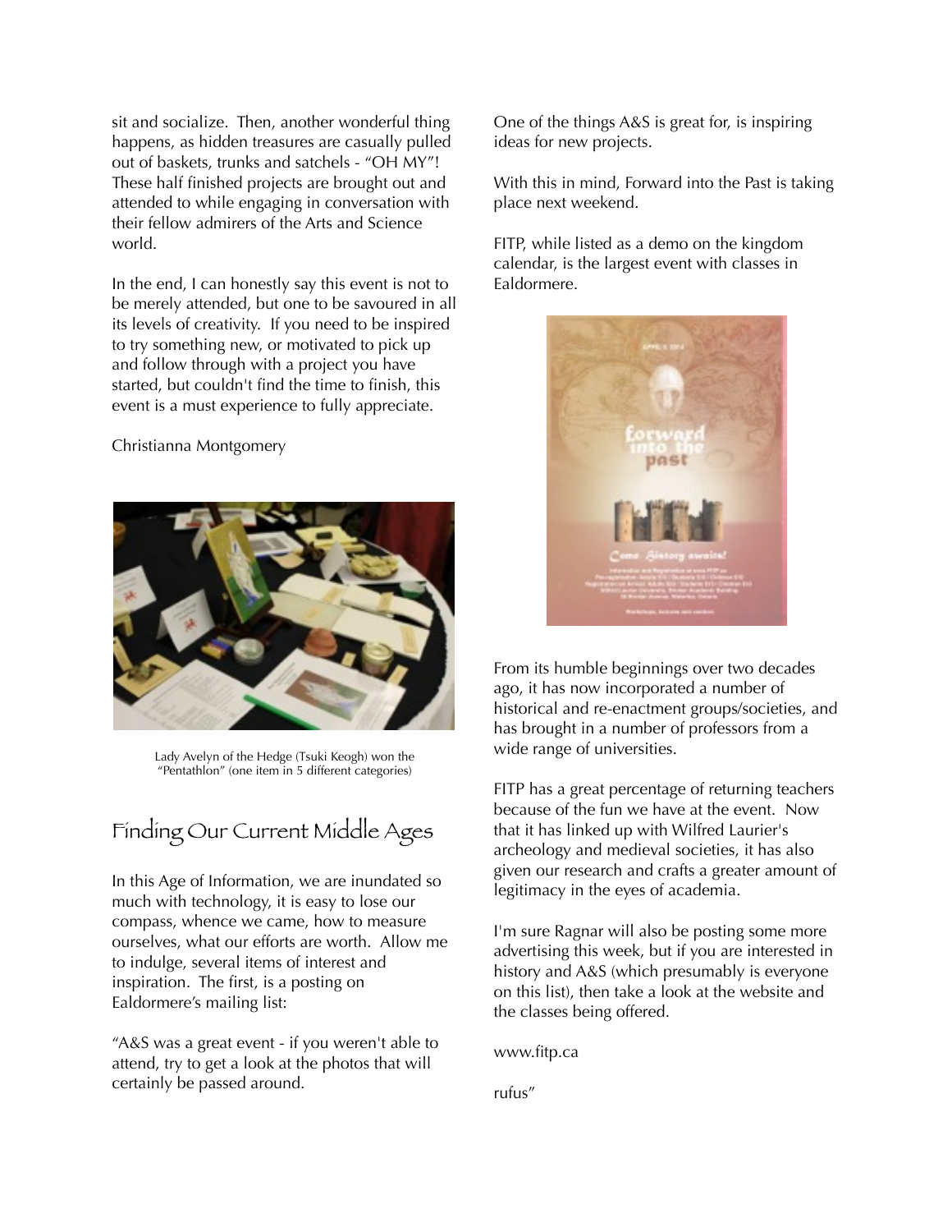sit and socialize. Then, another wonderful thing happens, as hidden treasures are casually pulled out of baskets, trunks and satchels - "OH MY"! These half finished projects are brought out and attended to while engaging in conversation with their fellow admirers of the Arts and Science world.

In the end, I can honestly say this event is not to be merely attended, but one to be savoured in all its levels of creativity. If you need to be inspired to try something new, or motivated to pick up and follow through with a project you have started, but couldn't find the time to finish, this event is a must experience to fully appreciate.

Christianna Montgomery

Lady Avelyn of the Hedge (Tsuki Keogh) won the "Pentathlon" (one item in 5 different categories)

## Finding Our Current Middle Ages

In this Age of Information, we are inundated so much with technology, it is easy to lose our compass, whence we came, how to measure ourselves, what our efforts are worth. Allow me to indulge, several items of interest and inspiration. The first, is a posting on Ealdormere's mailing list:

"A&S was a great event - if you weren't able to attend, try to get a look at the photos that will certainly be passed around.

One of the things A&S is great for, is inspiring ideas for new projects.

With this in mind, Forward into the Past is taking place next weekend.

FITP, while listed as a demo on the kingdom calendar, is the largest event with classes in Ealdormere.

From its humble beginnings over two decades ago, it has now incorporated a number of historical and re-enactment groups/societies, and has brought in a number of professors from a wide range of universities.

FITP has a great percentage of returning teachers because of the fun we have at the event. Now that it has linked up with Wilfred Laurier's archeology and medieval societies, it has also given our research and crafts a greater amount of legitimacy in the eyes of academia.

I'm sure Ragnar will also be posting some more advertising this week, but if you are interested in history and A&S (which presumably is everyone on this list), then take a look at the website and the classes being offered.

www.fitp.ca

rufus"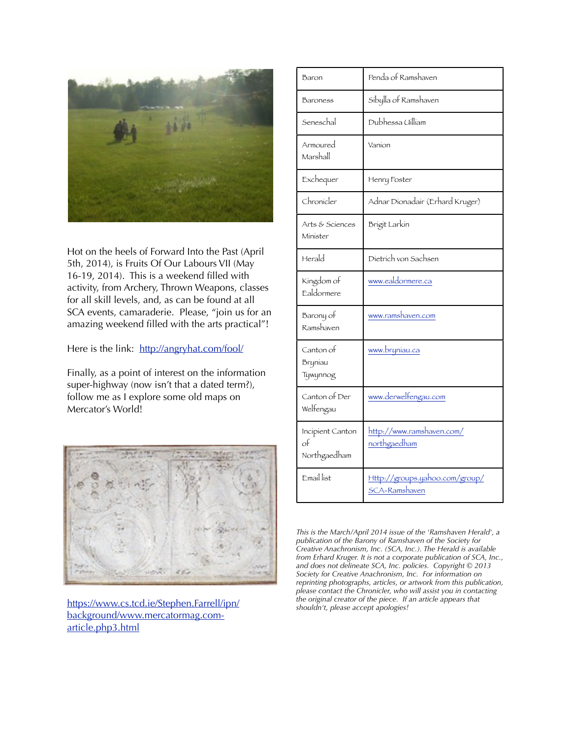Hot on the heels of Forward Into the Past (April 5th, 2014), is Fruits Of Our Labours VII (May 16-19, 2014). This is a weekend filled with activity, from Archery, Thrown Weapons, classes for all skill levels, and, as can be found at all SCA events, camaraderie. Please, “join us for an amazing weekend filled with the arts practical”!

Here is the link: [http://angryhat.com/fool/](http://angryhat.com/fool/)

Finally, as a point of interest on the information super-highway (now isn’t that a dated term?), follow me as I explore some old maps on Mercator’s World!

[https://www.cs.tcd.ie/Stephen.Farrell/ipn/background/www.mercatormag.com-article.php3.html](https://www.cs.tcd.ie/Stephen.Farrell/ipn/background/www.mercatormag.com-article.php3.html)

| | |
|---|---|
| Baron | Penda of Ramshaven |
| Baroness | Sibylla of Ramshaven |
| Seneschal | Dubhessa Uilliam |
| Armoured Marshall | Vanion |
| Exchequer | Henry Foster |
| Chronicler | Adnar Dionadair (Erhard Kruger) |
| Arts & Sciences Minister | Brigit Larkin |
| Herald | Dietrich von Sachsen |
| Kingdom of Ealdormere | [www.ealdormere.ca](http://www.ealdormere.ca) |
| Barony of Ramshaven | [www.ramshaven.com](http://www.ramshaven.com) |
| Canton of Bryniau Tywynnog | [www.bryniau.ca](http://www.bryniau.ca) |
| Canton of Der Welfengau | [www.derwelfengau.com](http://www.derwelfengau.com) |
| Incipient Canton of Northgaedham | [http://www.ramshaven.com/northgaedham](http://www.ramshaven.com/northgaedham) |
| Email list | [Http://groups.yahoo.com/group/SCA-Ramshaven](Http://groups.yahoo.com/group/SCA-Ramshaven) |

*This is the March/April 2014 issue of the 'Ramshaven Herald', a publication of the Barony of Ramshaven of the Society for Creative Anachronism, Inc. (SCA, Inc.). The Herald is available from Erhard Kruger. It is not a corporate publication of SCA, Inc., and does not delineate SCA, Inc. policies. Copyright © 2013 Society for Creative Anachronism, Inc. For information on reprinting photographs, articles, or artwork from this publication, please contact the Chronicler, who will assist you in contacting the original creator of the piece. If an article appears that shouldn't, please accept apologies!*